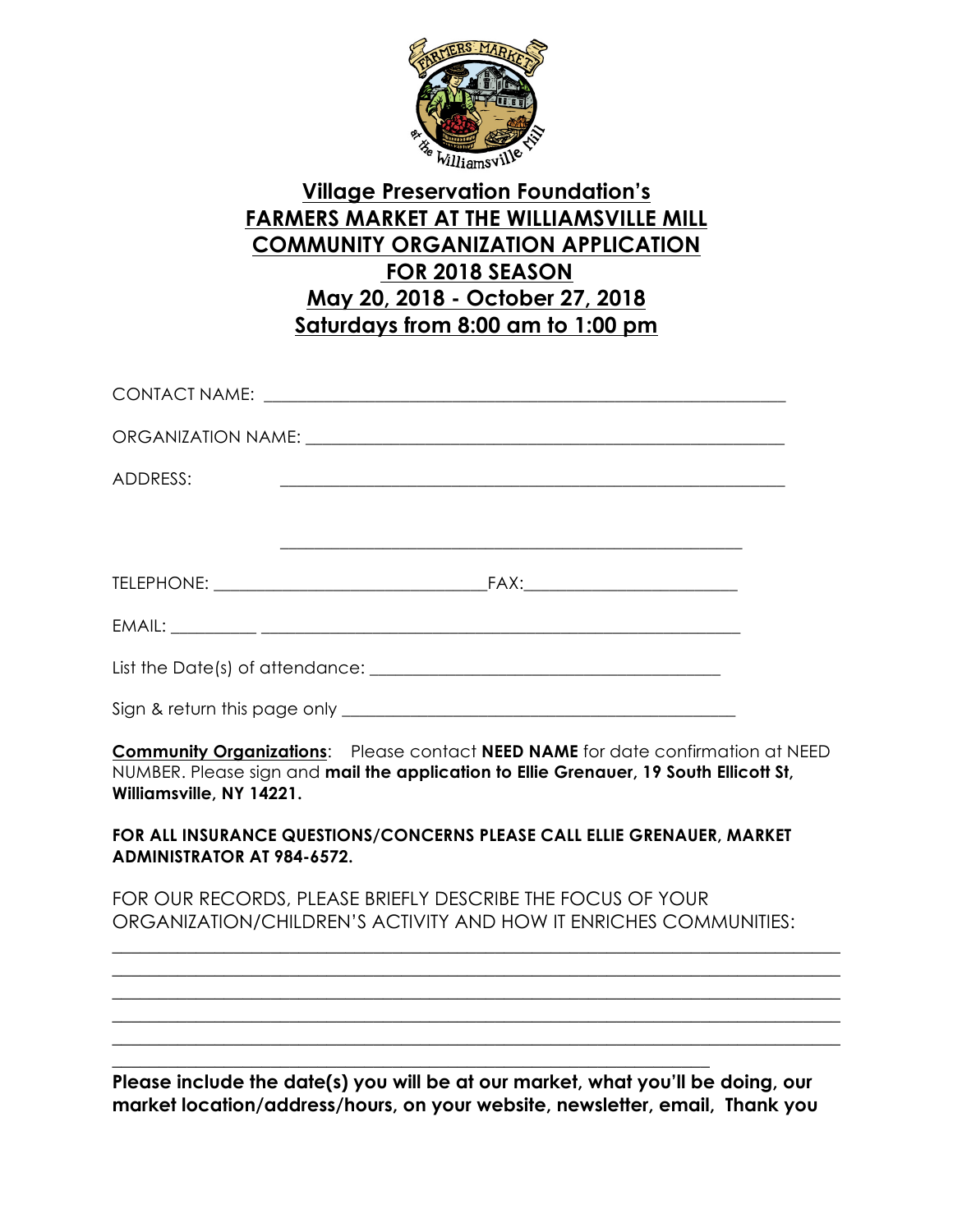# Village Preservation Foundation's
# FARMERS MARKET AT THE WILLIAMSVILLE MILL
# COMMUNITY ORGANIZATION APPLICATION
# FOR 2018 SEASON
# May 20, 2018 - October 27, 2018
# Saturdays from 8:00 am to 1:00 pm

CONTACT NAME: ____________________________________________________________

ORGANIZATION NAME: _______________________________________________________

ADDRESS: ________________________________________________________________

_____________________________________________________

TELEPHONE: ________________________________FAX:_________________________

EMAIL: __________ _________________________________________________________

List the Date(s) of attendance: ___________________________________________

Sign & return this page only _____________________________________________

**Community Organizations**: Please contact **NEED NAME** for date confirmation at NEED NUMBER. Please sign and **mail the application to Ellie Grenauer, 19 South Ellicott St, Williamsville, NY 14221.**

**FOR ALL INSURANCE QUESTIONS/CONCERNS PLEASE CALL ELLIE GRENAUER, MARKET ADMINISTRATOR AT 984-6572.**

FOR OUR RECORDS, PLEASE BRIEFLY DESCRIBE THE FOCUS OF YOUR ORGANIZATION/CHILDREN'S ACTIVITY AND HOW IT ENRICHES COMMUNITIES:

_______________________________________________________________________________
_______________________________________________________________________________
_______________________________________________________________________________
_______________________________________________________________________________
_______________________________________________________________________________
____________________________________________________________________

**Please include the date(s) you will be at our market, what you'll be doing, our market location/address/hours, on your website, newsletter, email, Thank you**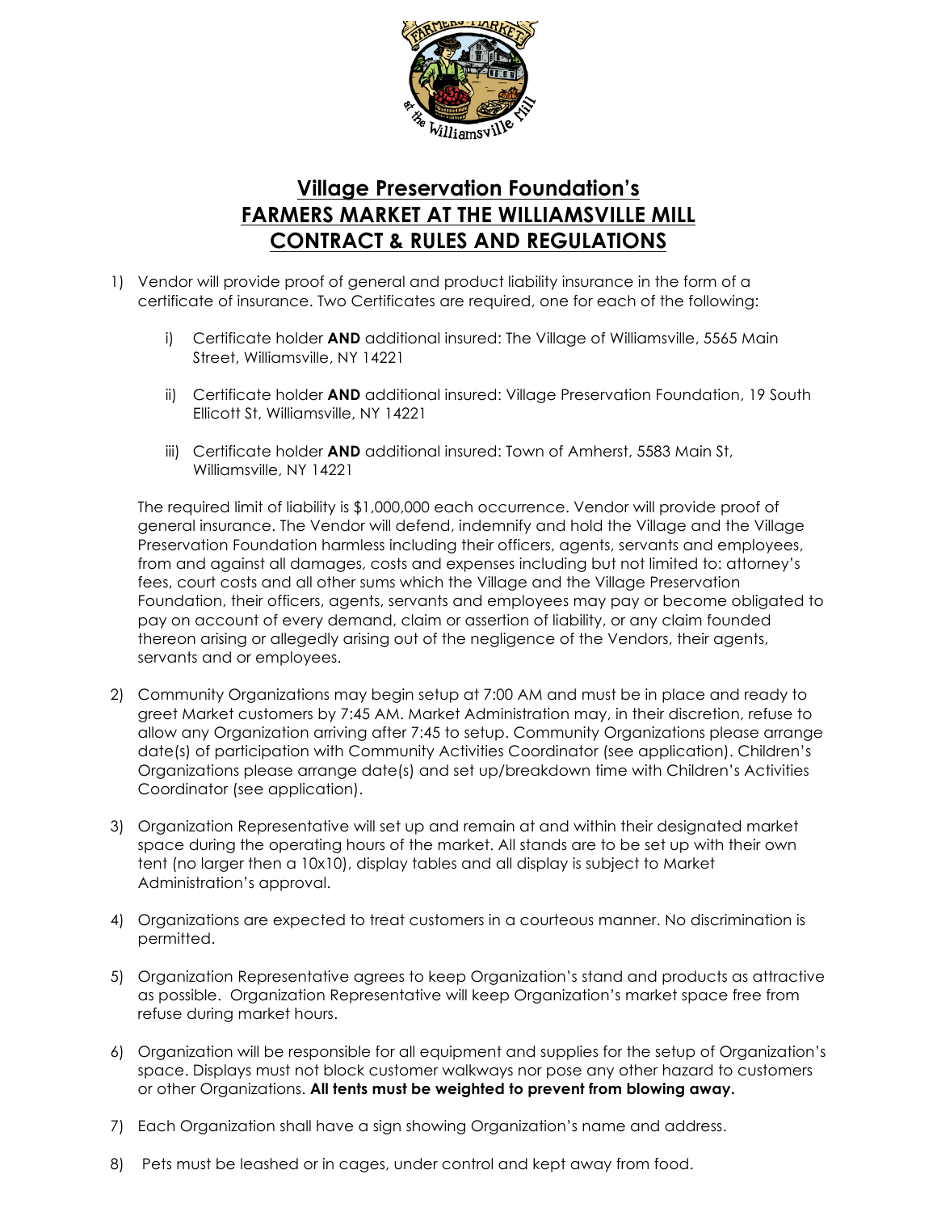# Village Preservation Foundation's FARMERS MARKET AT THE WILLIAMSVILLE MILL CONTRACT & RULES AND REGULATIONS

1) Vendor will provide proof of general and product liability insurance in the form of a certificate of insurance. Two Certificates are required, one for each of the following:

    i) Certificate holder **AND** additional insured: The Village of Williamsville, 5565 Main Street, Williamsville, NY 14221

    ii) Certificate holder **AND** additional insured: Village Preservation Foundation, 19 South Ellicott St, Williamsville, NY 14221

    iii) Certificate holder **AND** additional insured: Town of Amherst, 5583 Main St, Williamsville, NY 14221

    The required limit of liability is $1,000,000 each occurrence. Vendor will provide proof of general insurance. The Vendor will defend, indemnify and hold the Village and the Village Preservation Foundation harmless including their officers, agents, servants and employees, from and against all damages, costs and expenses including but not limited to: attorney's fees, court costs and all other sums which the Village and the Village Preservation Foundation, their officers, agents, servants and employees may pay or become obligated to pay on account of every demand, claim or assertion of liability, or any claim founded thereon arising or allegedly arising out of the negligence of the Vendors, their agents, servants and or employees.

2) Community Organizations may begin setup at 7:00 AM and must be in place and ready to greet Market customers by 7:45 AM. Market Administration may, in their discretion, refuse to allow any Organization arriving after 7:45 to setup. Community Organizations please arrange date(s) of participation with Community Activities Coordinator (see application). Children's Organizations please arrange date(s) and set up/breakdown time with Children's Activities Coordinator (see application).

3) Organization Representative will set up and remain at and within their designated market space during the operating hours of the market. All stands are to be set up with their own tent (no larger then a 10x10), display tables and all display is subject to Market Administration's approval.

4) Organizations are expected to treat customers in a courteous manner. No discrimination is permitted.

5) Organization Representative agrees to keep Organization's stand and products as attractive as possible. Organization Representative will keep Organization's market space free from refuse during market hours.

6) Organization will be responsible for all equipment and supplies for the setup of Organization's space. Displays must not block customer walkways nor pose any other hazard to customers or other Organizations. **All tents must be weighted to prevent from blowing away.**

7) Each Organization shall have a sign showing Organization's name and address.

8) Pets must be leashed or in cages, under control and kept away from food.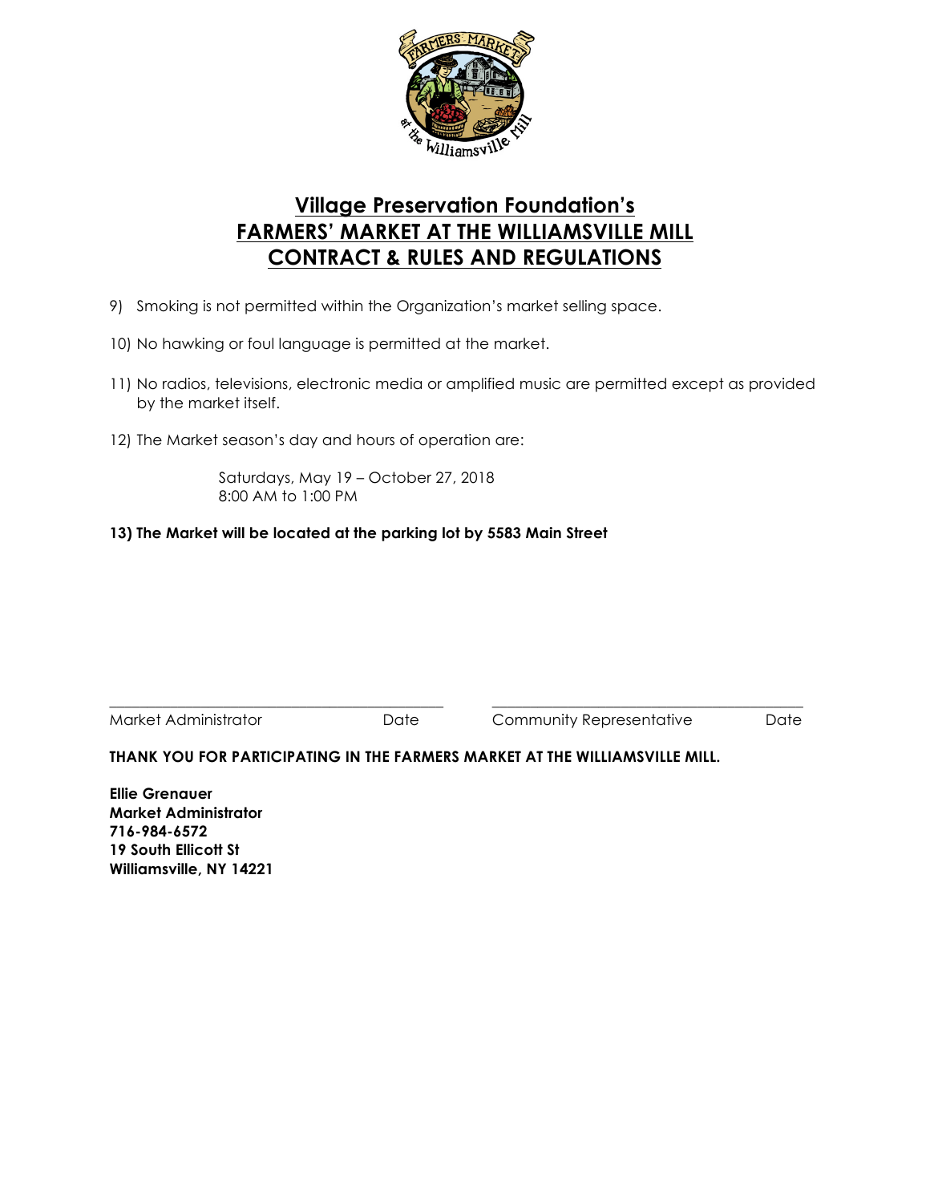# Village Preservation Foundation's
# FARMERS' MARKET AT THE WILLIAMSVILLE MILL
# CONTRACT & RULES AND REGULATIONS

9) Smoking is not permitted within the Organization's market selling space.

10) No hawking or foul language is permitted at the market.

11) No radios, televisions, electronic media or amplified music are permitted except as provided by the market itself.

12) The Market season's day and hours of operation are:

    Saturdays, May 19 – October 27, 2018
    8:00 AM to 1:00 PM

**13) The Market will be located at the parking lot by 5583 Main Street**

\_\_\_\_\_\_\_\_\_\_\_\_\_\_\_\_\_\_\_\_\_\_\_\_\_\_\_\_\_\_\_\_\_\_\_\_ \_\_\_\_\_\_\_\_\_\_\_\_\_\_\_\_\_\_\_\_\_\_\_\_\_\_\_\_\_\_\_\_\_\_\_\_

Market Administrator  Date  Community Representative  Date

**THANK YOU FOR PARTICIPATING IN THE FARMERS MARKET AT THE WILLIAMSVILLE MILL.**

**Ellie Grenauer**
**Market Administrator**
**716-984-6572**
**19 South Ellicott St**
**Williamsville, NY 14221**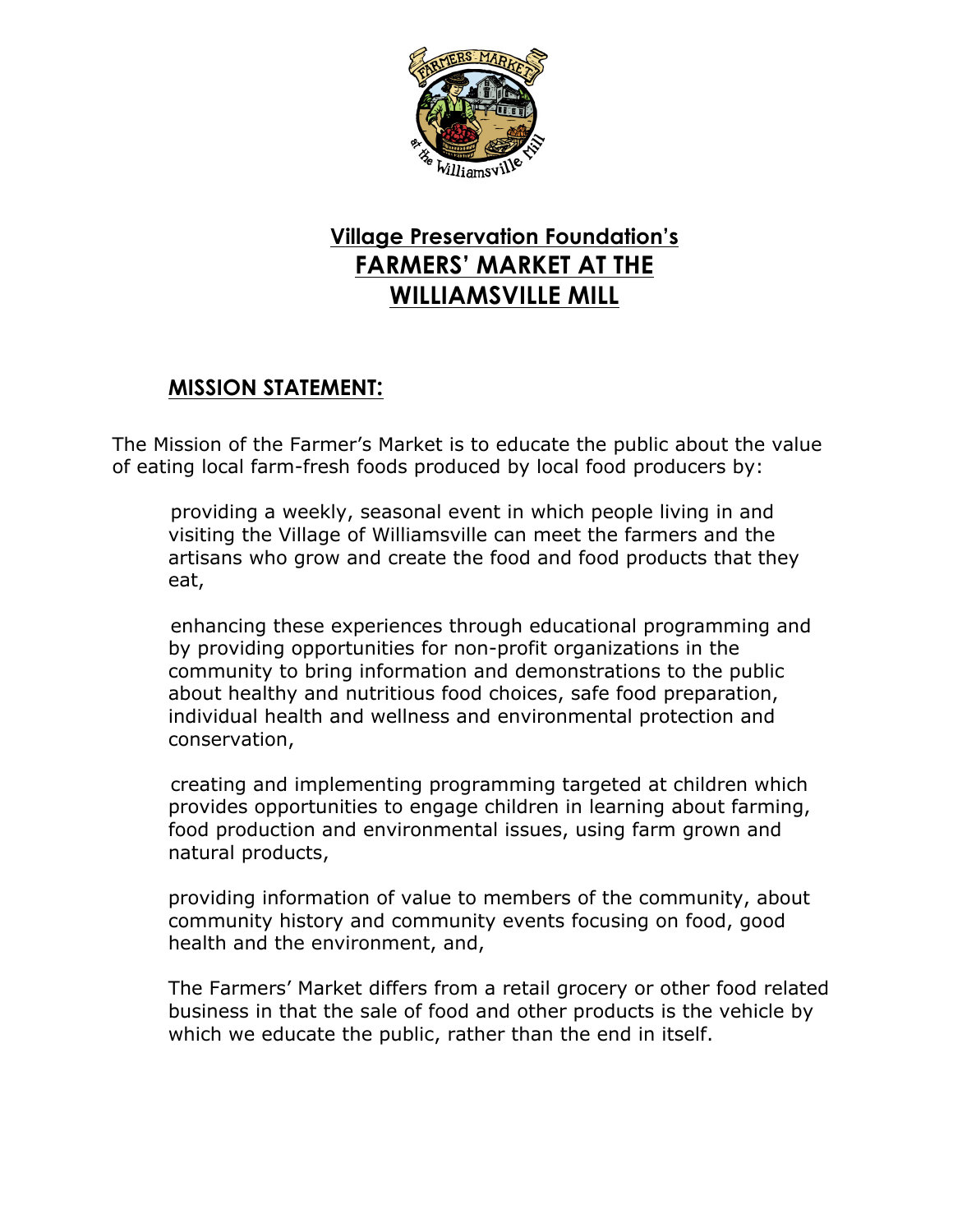## Village Preservation Foundation's
# FARMERS' MARKET AT THE WILLIAMSVILLE MILL

## MISSION STATEMENT:

The Mission of the Farmer's Market is to educate the public about the value of eating local farm-fresh foods produced by local food producers by:

providing a weekly, seasonal event in which people living in and visiting the Village of Williamsville can meet the farmers and the artisans who grow and create the food and food products that they eat,

enhancing these experiences through educational programming and by providing opportunities for non-profit organizations in the community to bring information and demonstrations to the public about healthy and nutritious food choices, safe food preparation, individual health and wellness and environmental protection and conservation,

creating and implementing programming targeted at children which provides opportunities to engage children in learning about farming, food production and environmental issues, using farm grown and natural products,

providing information of value to members of the community, about community history and community events focusing on food, good health and the environment, and,

The Farmers' Market differs from a retail grocery or other food related business in that the sale of food and other products is the vehicle by which we educate the public, rather than the end in itself.